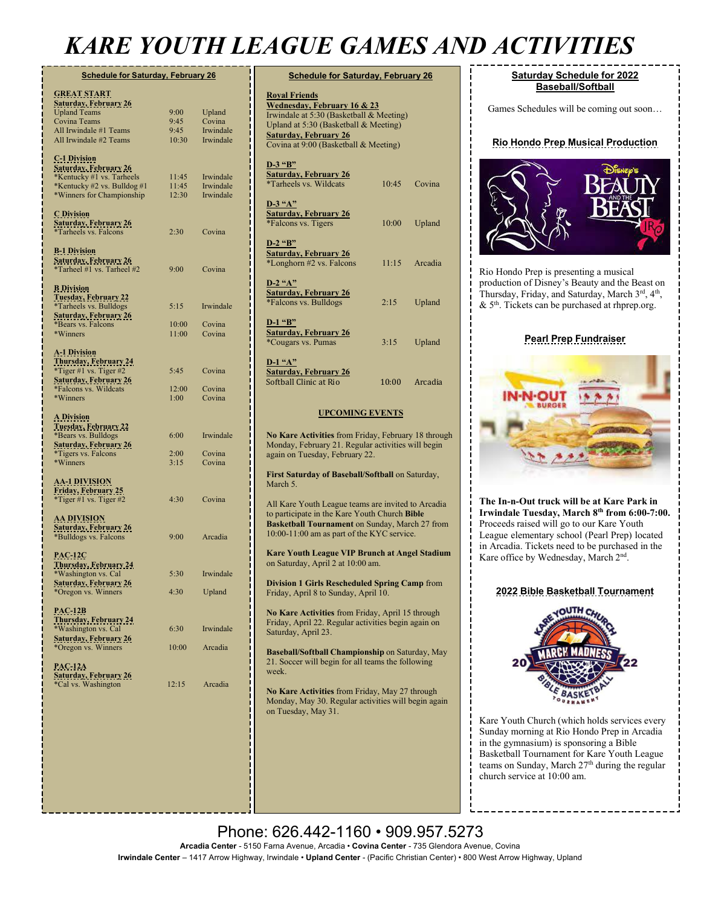# KARE YOUTH LEAGUE GAMES AND ACTIVITIES

## Schedule for Saturday, February 26

**GREAT START**

**Saturday, February 26**

| | | |
|---|---|---|
| Upland Teams | 9:00 | Upland |
| Covina Teams | 9:45 | Covina |
| All Irwindale #1 Teams | 9:45 | Irwindale |
| All Irwindale #2 Teams | 10:30 | Irwindale |

**C-1 Division**

**Saturday, February 26**

| | | |
|---|---|---|
| *Kentucky #1 vs. Tarheels | 11:45 | Irwindale |
| *Kentucky #2 vs. Bulldog #1 | 11:45 | Irwindale |
| *Winners for Championship | 12:30 | Irwindale |

**C Division**

**Saturday, February 26**

| | | |
|---|---|---|
| *Tarheels vs. Falcons | 2:30 | Covina |

**B-1 Division**

**Saturday, February 26**

| | | |
|---|---|---|
| *Tarheel #1 vs. Tarheel #2 | 9:00 | Covina |

**B Division**

**Tuesday, February 22**

| | | |
|---|---|---|
| *Tarheels vs. Bulldogs | 5:15 | Irwindale |

**Saturday, February 26**

| | | |
|---|---|---|
| *Bears vs. Falcons | 10:00 | Covina |
| *Winners | 11:00 | Covina |

**A-1 Division**

**Thursday, February 24**

| | | |
|---|---|---|
| *Tiger #1 vs. Tiger #2 | 5:45 | Covina |

**Saturday, February 26**

| | | |
|---|---|---|
| *Falcons vs. Wildcats | 12:00 | Covina |
| *Winners | 1:00 | Covina |

**A Division**

**Tuesday, February 22**

| | | |
|---|---|---|
| *Bears vs. Bulldogs | 6:00 | Irwindale |

**Saturday, February 26**

| | | |
|---|---|---|
| *Tigers vs. Falcons | 2:00 | Covina |
| *Winners | 3:15 | Covina |

**AA-1 DIVISION**

**Friday, February 25**

| | | |
|---|---|---|
| *Tiger #1 vs. Tiger #2 | 4:30 | Covina |

**AA DIVISION**

**Saturday, February 26**

| | | |
|---|---|---|
| *Bulldogs vs. Falcons | 9:00 | Arcadia |

**PAC-12C**

**Thursday, February 24**

| | | |
|---|---|---|
| *Washington vs. Cal | 5:30 | Irwindale |

**Saturday, February 26**

| | | |
|---|---|---|
| *Oregon vs. Winners | 4:30 | Upland |

**PAC-12B**

**Thursday, February 24**

| | | |
|---|---|---|
| *Washington vs. Cal | 6:30 | Irwindale |

**Saturday, February 26**

| | | |
|---|---|---|
| *Oregon vs. Winners | 10:00 | Arcadia |

**PAC-12A**

**Saturday, February 26**

| | | |
|---|---|---|
| *Cal vs. Washington | 12:15 | Arcadia |

## Schedule for Saturday, February 26

**Royal Friends**

**Wednesday, February 16 & 23**

Irwindale at 5:30 (Basketball & Meeting)
Upland at 5:30 (Basketball & Meeting)

**Saturday, February 26**

Covina at 9:00 (Basketball & Meeting)

**D-3 "B"**

**Saturday, February 26**

| | | |
|---|---|---|
| *Tarheels vs. Wildcats | 10:45 | Covina |

**D-3 "A"**

**Saturday, February 26**

| | | |
|---|---|---|
| *Falcons vs. Tigers | 10:00 | Upland |

**D-2 "B"**

**Saturday, February 26**

| | | |
|---|---|---|
| *Longhorn #2 vs. Falcons | 11:15 | Arcadia |

**D-2 "A"**

**Saturday, February 26**

| | | |
|---|---|---|
| *Falcons vs. Bulldogs | 2:15 | Upland |

**D-1 "B"**

**Saturday, February 26**

| | | |
|---|---|---|
| *Cougars vs. Pumas | 3:15 | Upland |

**D-1 "A"**

**Saturday, February 26**

| | | |
|---|---|---|
| Softball Clinic at Rio | 10:00 | Arcadia |

## UPCOMING EVENTS

**No Kare Activities** from Friday, February 18 through Monday, February 21. Regular activities will begin again on Tuesday, February 22.

**First Saturday of Baseball/Softball** on Saturday, March 5.

All Kare Youth League teams are invited to Arcadia to participate in the Kare Youth Church **Bible Basketball Tournament** on Sunday, March 27 from 10:00-11:00 am as part of the KYC service.

**Kare Youth League VIP Brunch at Angel Stadium** on Saturday, April 2 at 10:00 am.

**Division 1 Girls Rescheduled Spring Camp** from Friday, April 8 to Sunday, April 10.

**No Kare Activities** from Friday, April 15 through Friday, April 22. Regular activities begin again on Saturday, April 23.

**Baseball/Softball Championship** on Saturday, May 21. Soccer will begin for all teams the following week.

**No Kare Activities** from Friday, May 27 through Monday, May 30. Regular activities will begin again on Tuesday, May 31.

## Saturday Schedule for 2022 Baseball/Softball

Games Schedules will be coming out soon…

## Rio Hondo Prep Musical Production

Rio Hondo Prep is presenting a musical production of Disney's Beauty and the Beast on Thursday, Friday, and Saturday, March 3rd, 4th, & 5th. Tickets can be purchased at rhprep.org.

## Pearl Prep Fundraiser

**The In-n-Out truck will be at Kare Park in Irwindale Tuesday, March 8th from 6:00-7:00.** Proceeds raised will go to our Kare Youth League elementary school (Pearl Prep) located in Arcadia. Tickets need to be purchased in the Kare office by Wednesday, March 2nd.

## 2022 Bible Basketball Tournament

Kare Youth Church (which holds services every Sunday morning at Rio Hondo Prep in Arcadia in the gymnasium) is sponsoring a Bible Basketball Tournament for Kare Youth League teams on Sunday, March 27th during the regular church service at 10:00 am.

Phone: 626.442-1160 • 909.957.5273

**Arcadia Center** - 5150 Farna Avenue, Arcadia • **Covina Center** - 735 Glendora Avenue, Covina
**Irwindale Center** – 1417 Arrow Highway, Irwindale • **Upland Center** - (Pacific Christian Center) • 800 West Arrow Highway, Upland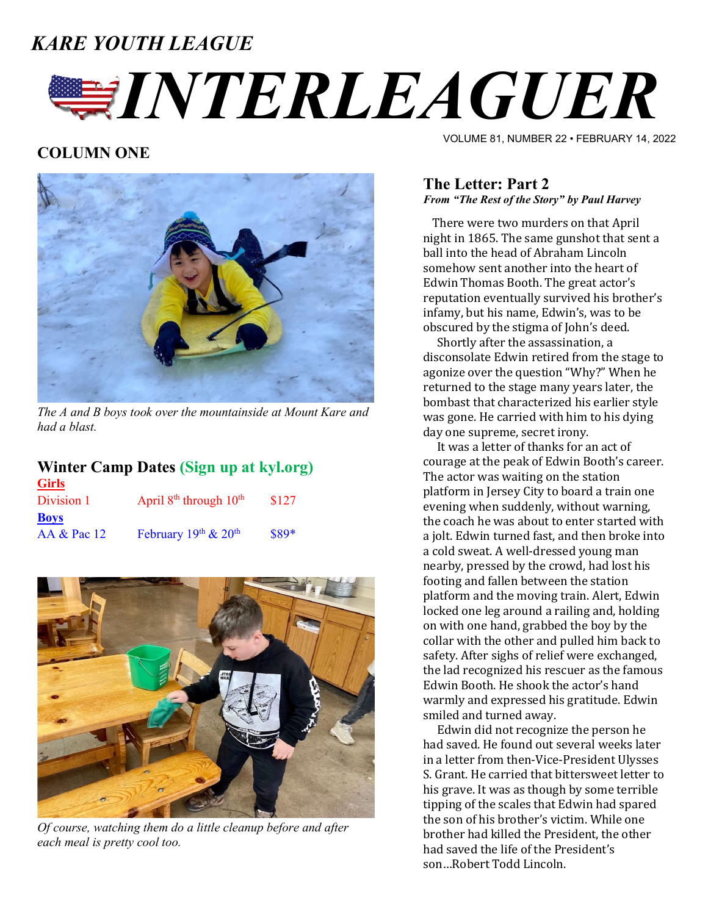# KARE YOUTH LEAGUE

# INTERLEAGUER

VOLUME 81, NUMBER 22 • FEBRUARY 14, 2022

## COLUMN ONE

*The A and B boys took over the mountainside at Mount Kare and had a blast.*

### Winter Camp Dates (Sign up at kyl.org)

| | | |
|---|---|---|
| **Girls** | | |
| Division 1 | April 8th through 10th | $127 |
| **Boys** | | |
| AA & Pac 12 | February 19th & 20th | $89* |

*Of course, watching them do a little cleanup before and after each meal is pretty cool too.*

## The Letter: Part 2

***From "The Rest of the Story" by Paul Harvey***

There were two murders on that April night in 1865. The same gunshot that sent a ball into the head of Abraham Lincoln somehow sent another into the heart of Edwin Thomas Booth. The great actor's reputation eventually survived his brother's infamy, but his name, Edwin's, was to be obscured by the stigma of John's deed.

Shortly after the assassination, a disconsolate Edwin retired from the stage to agonize over the question "Why?" When he returned to the stage many years later, the bombast that characterized his earlier style was gone. He carried with him to his dying day one supreme, secret irony.

It was a letter of thanks for an act of courage at the peak of Edwin Booth's career. The actor was waiting on the station platform in Jersey City to board a train one evening when suddenly, without warning, the coach he was about to enter started with a jolt. Edwin turned fast, and then broke into a cold sweat. A well-dressed young man nearby, pressed by the crowd, had lost his footing and fallen between the station platform and the moving train. Alert, Edwin locked one leg around a railing and, holding on with one hand, grabbed the boy by the collar with the other and pulled him back to safety. After sighs of relief were exchanged, the lad recognized his rescuer as the famous Edwin Booth. He shook the actor's hand warmly and expressed his gratitude. Edwin smiled and turned away.

Edwin did not recognize the person he had saved. He found out several weeks later in a letter from then-Vice-President Ulysses S. Grant. He carried that bittersweet letter to his grave. It was as though by some terrible tipping of the scales that Edwin had spared the son of his brother's victim. While one brother had killed the President, the other had saved the life of the President's son…Robert Todd Lincoln.